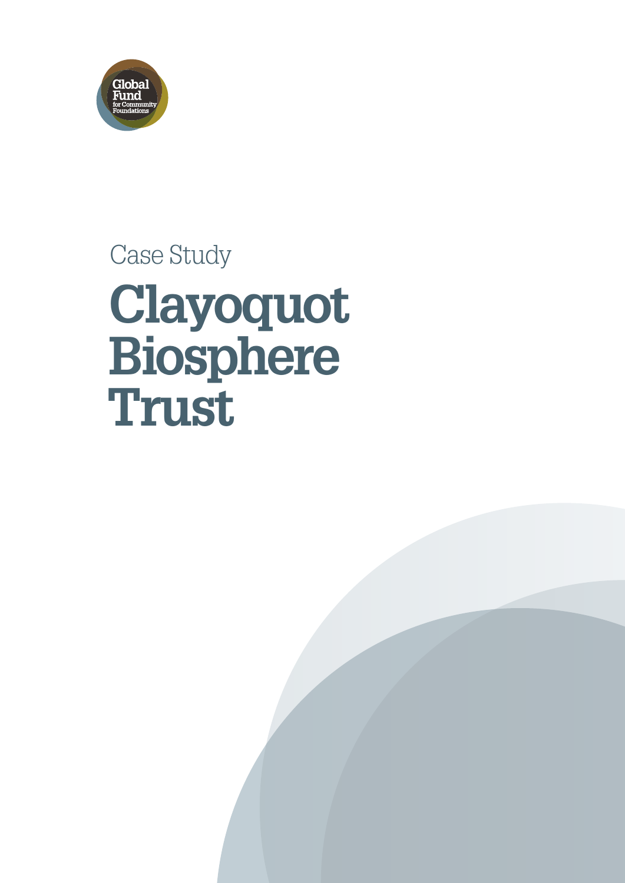Global Fund for Community Foundations

Case Study

# Clayoquot Biosphere Trust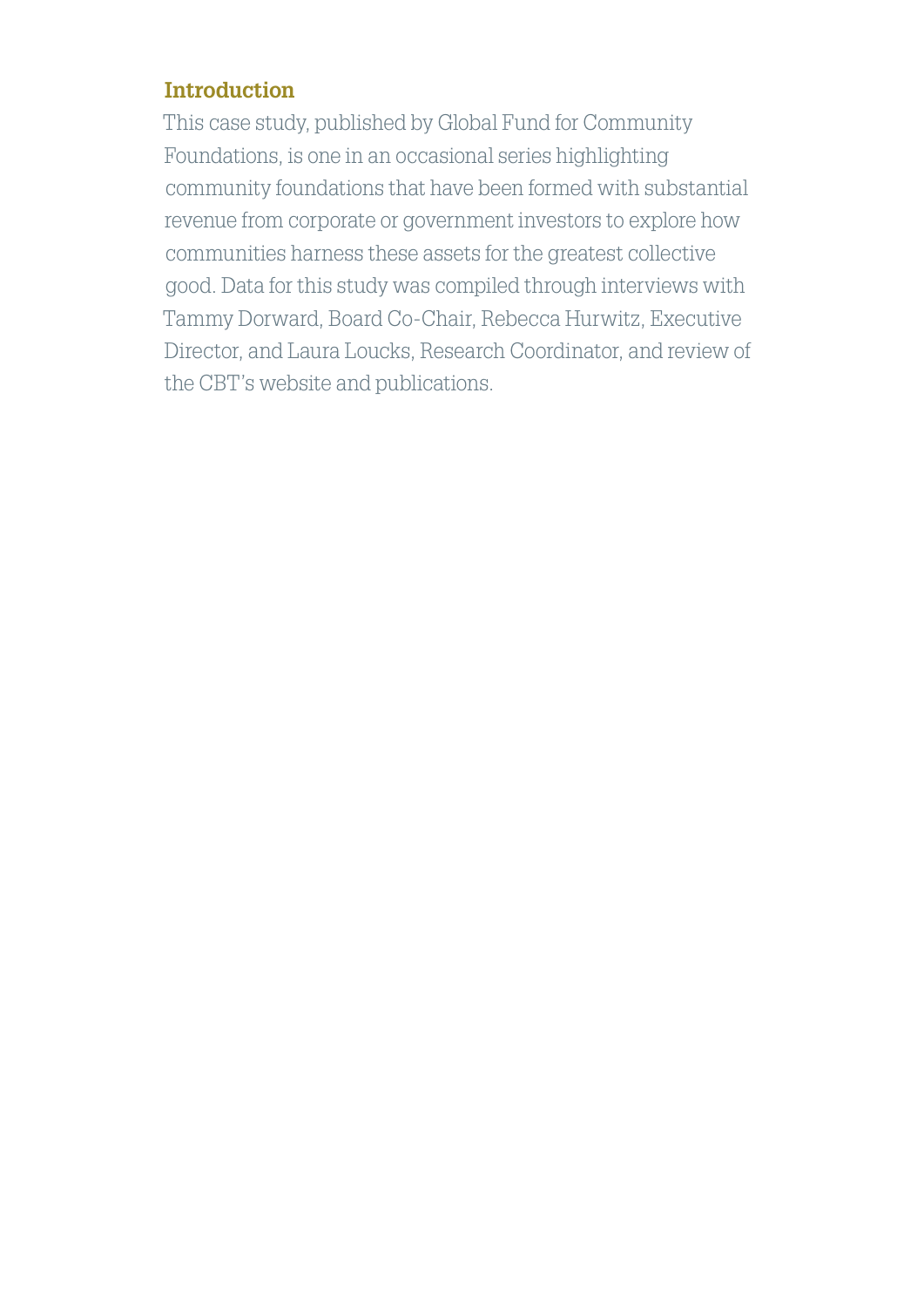## Introduction

This case study, published by Global Fund for Community Foundations, is one in an occasional series highlighting community foundations that have been formed with substantial revenue from corporate or government investors to explore how communities harness these assets for the greatest collective good. Data for this study was compiled through interviews with Tammy Dorward, Board Co-Chair, Rebecca Hurwitz, Executive Director, and Laura Loucks, Research Coordinator, and review of the CBT's website and publications.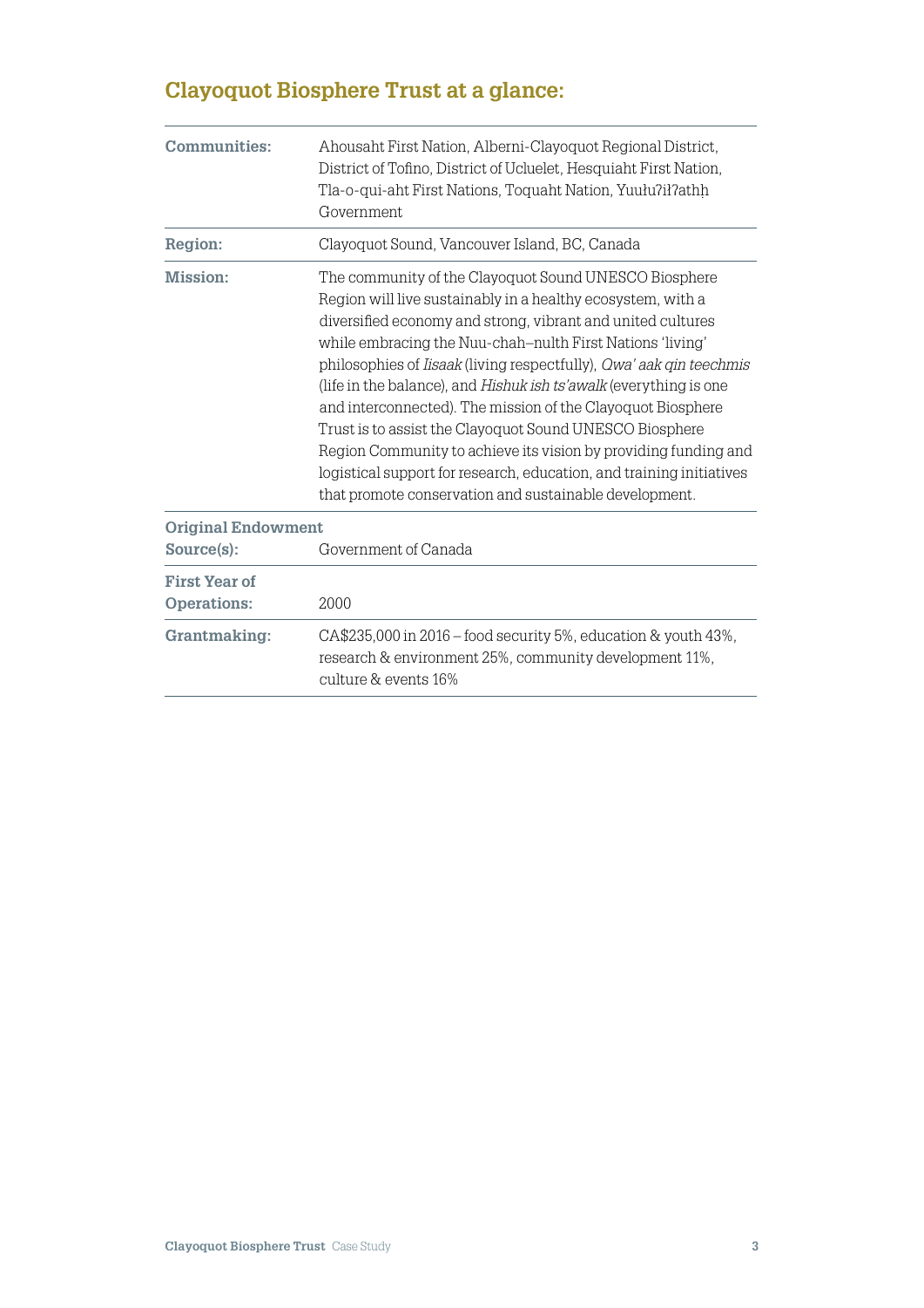## Clayoquot Biosphere Trust at a glance:

| | |
|---|---|
| **Communities:** | Ahousaht First Nation, Alberni-Clayoquot Regional District, District of Tofino, District of Ucluelet, Hesquiaht First Nation, Tla-o-qui-aht First Nations, Toquaht Nation, Yuułuʔiłʔatḥ Government |
| **Region:** | Clayoquot Sound, Vancouver Island, BC, Canada |
| **Mission:** | The community of the Clayoquot Sound UNESCO Biosphere Region will live sustainably in a healthy ecosystem, with a diversified economy and strong, vibrant and united cultures while embracing the Nuu-chah–nulth First Nations 'living' philosophies of *Iisaak* (living respectfully), *Qwa' aak qin teechmis* (life in the balance), and *Hishuk ish ts'awalk* (everything is one and interconnected). The mission of the Clayoquot Biosphere Trust is to assist the Clayoquot Sound UNESCO Biosphere Region Community to achieve its vision by providing funding and logistical support for research, education, and training initiatives that promote conservation and sustainable development. |
| **Original Endowment Source(s):** | Government of Canada |
| **First Year of Operations:** | 2000 |
| **Grantmaking:** | CA$235,000 in 2016 – food security 5%, education & youth 43%, research & environment 25%, community development 11%, culture & events 16% |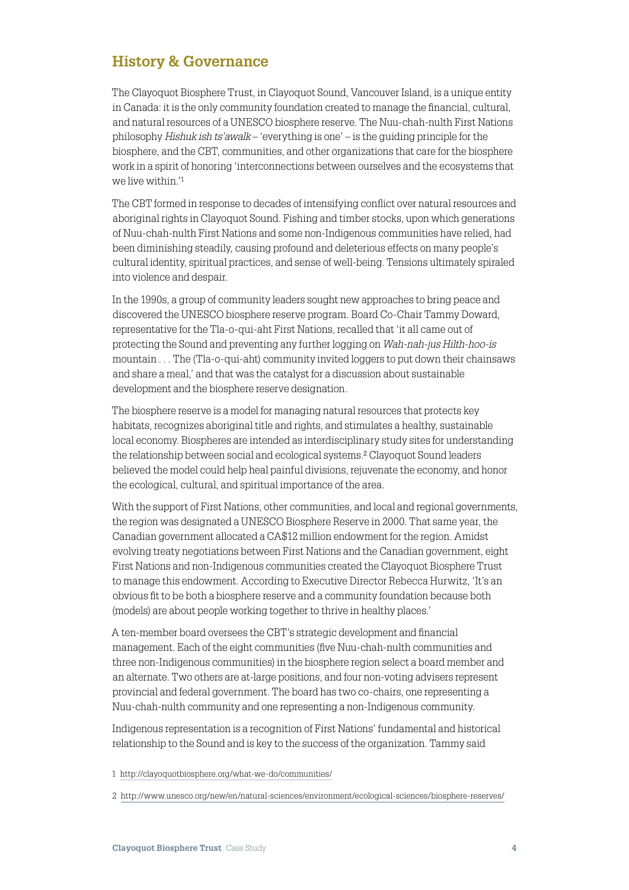## History & Governance

The Clayoquot Biosphere Trust, in Clayoquot Sound, Vancouver Island, is a unique entity in Canada: it is the only community foundation created to manage the financial, cultural, and natural resources of a UNESCO biosphere reserve. The Nuu-chah-nulth First Nations philosophy *Hishuk ish ts'awalk* – 'everything is one' – is the guiding principle for the biosphere, and the CBT, communities, and other organizations that care for the biosphere work in a spirit of honoring 'interconnections between ourselves and the ecosystems that we live within.'[1]

The CBT formed in response to decades of intensifying conflict over natural resources and aboriginal rights in Clayoquot Sound. Fishing and timber stocks, upon which generations of Nuu-chah-nulth First Nations and some non-Indigenous communities have relied, had been diminishing steadily, causing profound and deleterious effects on many people's cultural identity, spiritual practices, and sense of well-being. Tensions ultimately spiraled into violence and despair.

In the 1990s, a group of community leaders sought new approaches to bring peace and discovered the UNESCO biosphere reserve program. Board Co-Chair Tammy Doward, representative for the Tla-o-qui-aht First Nations, recalled that 'it all came out of protecting the Sound and preventing any further logging on *Wah-nah-jus Hilth-hoo-is* mountain . . . The (Tla-o-qui-aht) community invited loggers to put down their chainsaws and share a meal,' and that was the catalyst for a discussion about sustainable development and the biosphere reserve designation.

The biosphere reserve is a model for managing natural resources that protects key habitats, recognizes aboriginal title and rights, and stimulates a healthy, sustainable local economy. Biospheres are intended as interdisciplinary study sites for understanding the relationship between social and ecological systems.[2] Clayoquot Sound leaders believed the model could help heal painful divisions, rejuvenate the economy, and honor the ecological, cultural, and spiritual importance of the area.

With the support of First Nations, other communities, and local and regional governments, the region was designated a UNESCO Biosphere Reserve in 2000. That same year, the Canadian government allocated a CA$12 million endowment for the region. Amidst evolving treaty negotiations between First Nations and the Canadian government, eight First Nations and non-Indigenous communities created the Clayoquot Biosphere Trust to manage this endowment. According to Executive Director Rebecca Hurwitz, 'It's an obvious fit to be both a biosphere reserve and a community foundation because both (models) are about people working together to thrive in healthy places.'

A ten-member board oversees the CBT's strategic development and financial management. Each of the eight communities (five Nuu-chah-nulth communities and three non-Indigenous communities) in the biosphere region select a board member and an alternate. Two others are at-large positions, and four non-voting advisers represent provincial and federal government. The board has two co-chairs, one representing a Nuu-chah-nulth community and one representing a non-Indigenous community.

Indigenous representation is a recognition of First Nations' fundamental and historical relationship to the Sound and is key to the success of the organization. Tammy said

1 http://clayoquotbiosphere.org/what-we-do/communities/

2 http://www.unesco.org/new/en/natural-sciences/environment/ecological-sciences/biosphere-reserves/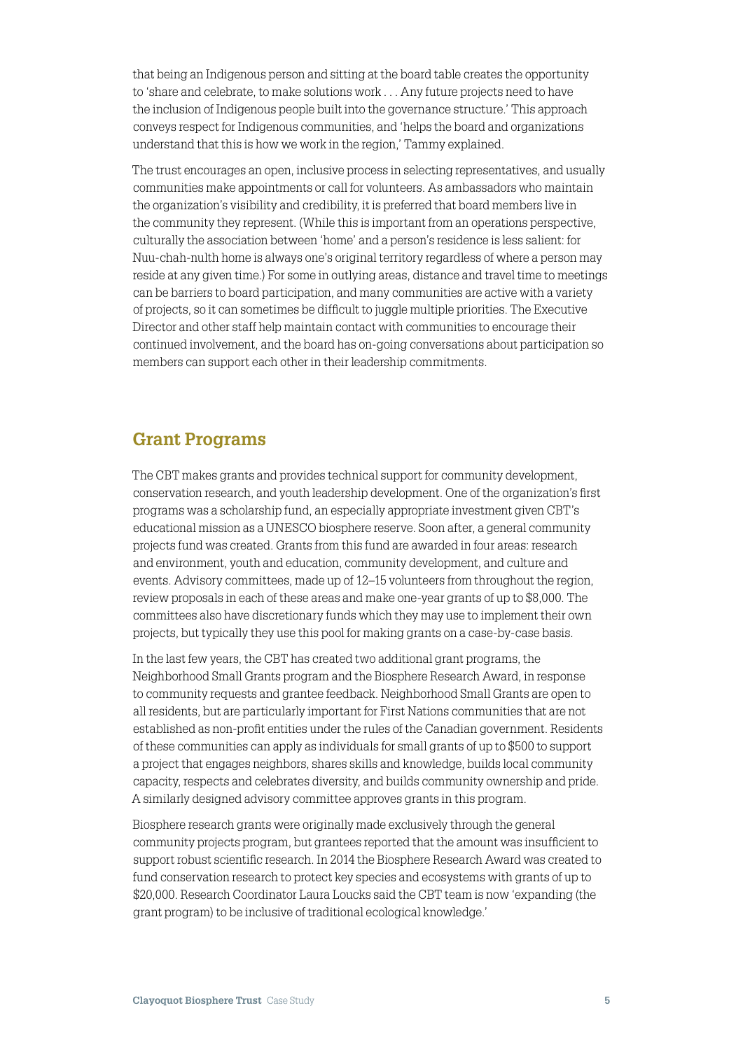that being an Indigenous person and sitting at the board table creates the opportunity to 'share and celebrate, to make solutions work . . . Any future projects need to have the inclusion of Indigenous people built into the governance structure.' This approach conveys respect for Indigenous communities, and 'helps the board and organizations understand that this is how we work in the region,' Tammy explained.

The trust encourages an open, inclusive process in selecting representatives, and usually communities make appointments or call for volunteers. As ambassadors who maintain the organization's visibility and credibility, it is preferred that board members live in the community they represent. (While this is important from an operations perspective, culturally the association between 'home' and a person's residence is less salient: for Nuu-chah-nulth home is always one's original territory regardless of where a person may reside at any given time.) For some in outlying areas, distance and travel time to meetings can be barriers to board participation, and many communities are active with a variety of projects, so it can sometimes be difficult to juggle multiple priorities. The Executive Director and other staff help maintain contact with communities to encourage their continued involvement, and the board has on-going conversations about participation so members can support each other in their leadership commitments.

## Grant Programs

The CBT makes grants and provides technical support for community development, conservation research, and youth leadership development. One of the organization's first programs was a scholarship fund, an especially appropriate investment given CBT's educational mission as a UNESCO biosphere reserve. Soon after, a general community projects fund was created. Grants from this fund are awarded in four areas: research and environment, youth and education, community development, and culture and events. Advisory committees, made up of 12–15 volunteers from throughout the region, review proposals in each of these areas and make one-year grants of up to $8,000. The committees also have discretionary funds which they may use to implement their own projects, but typically they use this pool for making grants on a case-by-case basis.

In the last few years, the CBT has created two additional grant programs, the Neighborhood Small Grants program and the Biosphere Research Award, in response to community requests and grantee feedback. Neighborhood Small Grants are open to all residents, but are particularly important for First Nations communities that are not established as non-profit entities under the rules of the Canadian government. Residents of these communities can apply as individuals for small grants of up to $500 to support a project that engages neighbors, shares skills and knowledge, builds local community capacity, respects and celebrates diversity, and builds community ownership and pride. A similarly designed advisory committee approves grants in this program.

Biosphere research grants were originally made exclusively through the general community projects program, but grantees reported that the amount was insufficient to support robust scientific research. In 2014 the Biosphere Research Award was created to fund conservation research to protect key species and ecosystems with grants of up to $20,000. Research Coordinator Laura Loucks said the CBT team is now 'expanding (the grant program) to be inclusive of traditional ecological knowledge.'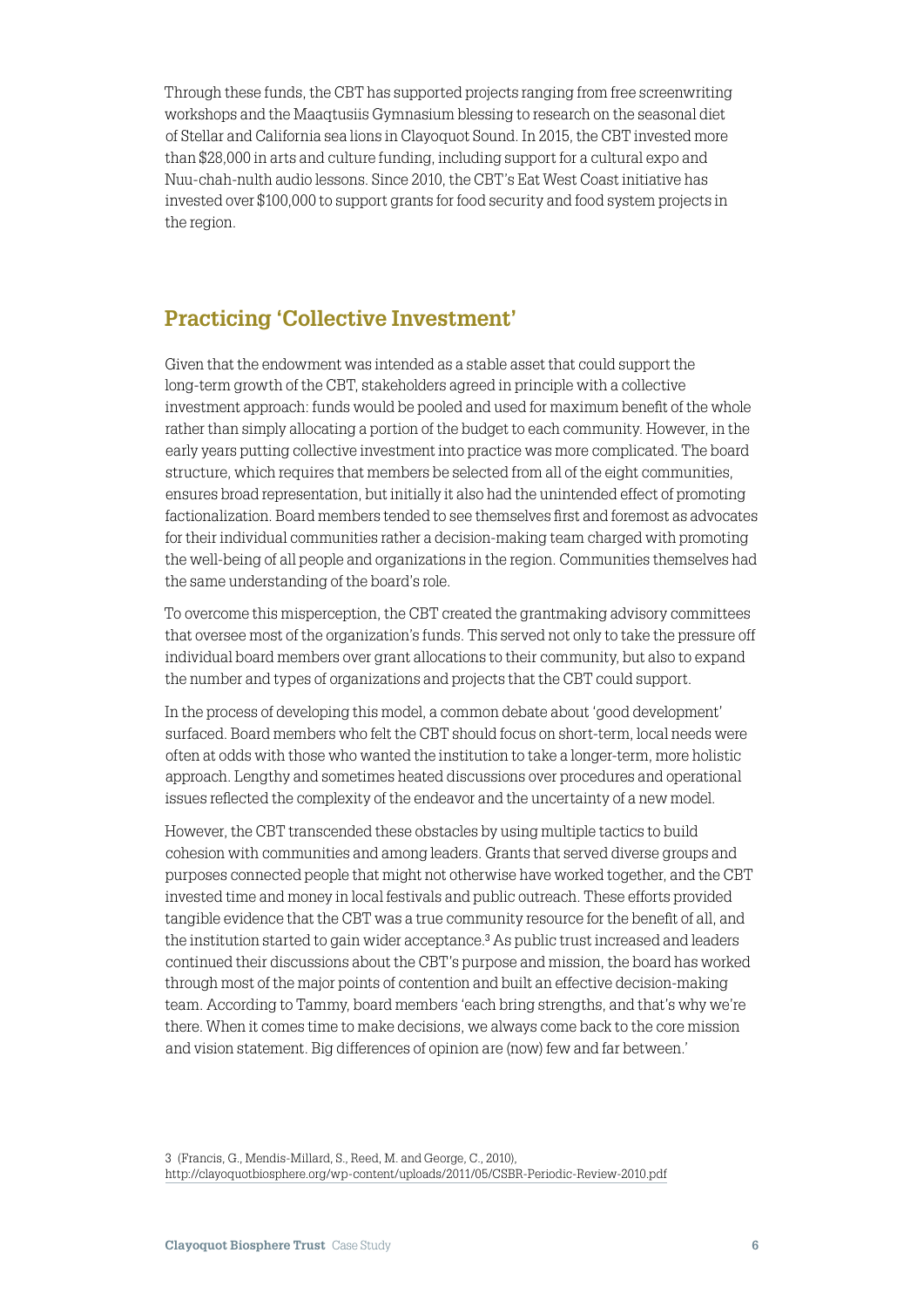Through these funds, the CBT has supported projects ranging from free screenwriting workshops and the Maaqtusiis Gymnasium blessing to research on the seasonal diet of Stellar and California sea lions in Clayoquot Sound. In 2015, the CBT invested more than $28,000 in arts and culture funding, including support for a cultural expo and Nuu-chah-nulth audio lessons. Since 2010, the CBT's Eat West Coast initiative has invested over $100,000 to support grants for food security and food system projects in the region.

## Practicing 'Collective Investment'

Given that the endowment was intended as a stable asset that could support the long-term growth of the CBT, stakeholders agreed in principle with a collective investment approach: funds would be pooled and used for maximum benefit of the whole rather than simply allocating a portion of the budget to each community. However, in the early years putting collective investment into practice was more complicated. The board structure, which requires that members be selected from all of the eight communities, ensures broad representation, but initially it also had the unintended effect of promoting factionalization. Board members tended to see themselves first and foremost as advocates for their individual communities rather a decision-making team charged with promoting the well-being of all people and organizations in the region. Communities themselves had the same understanding of the board's role.

To overcome this misperception, the CBT created the grantmaking advisory committees that oversee most of the organization's funds. This served not only to take the pressure off individual board members over grant allocations to their community, but also to expand the number and types of organizations and projects that the CBT could support.

In the process of developing this model, a common debate about 'good development' surfaced. Board members who felt the CBT should focus on short-term, local needs were often at odds with those who wanted the institution to take a longer-term, more holistic approach. Lengthy and sometimes heated discussions over procedures and operational issues reflected the complexity of the endeavor and the uncertainty of a new model.

However, the CBT transcended these obstacles by using multiple tactics to build cohesion with communities and among leaders. Grants that served diverse groups and purposes connected people that might not otherwise have worked together, and the CBT invested time and money in local festivals and public outreach. These efforts provided tangible evidence that the CBT was a true community resource for the benefit of all, and the institution started to gain wider acceptance.[3] As public trust increased and leaders continued their discussions about the CBT's purpose and mission, the board has worked through most of the major points of contention and built an effective decision-making team. According to Tammy, board members 'each bring strengths, and that's why we're there. When it comes time to make decisions, we always come back to the core mission and vision statement. Big differences of opinion are (now) few and far between.'

3 (Francis, G., Mendis-Millard, S., Reed, M. and George, C., 2010), http://clayoquotbiosphere.org/wp-content/uploads/2011/05/CSBR-Periodic-Review-2010.pdf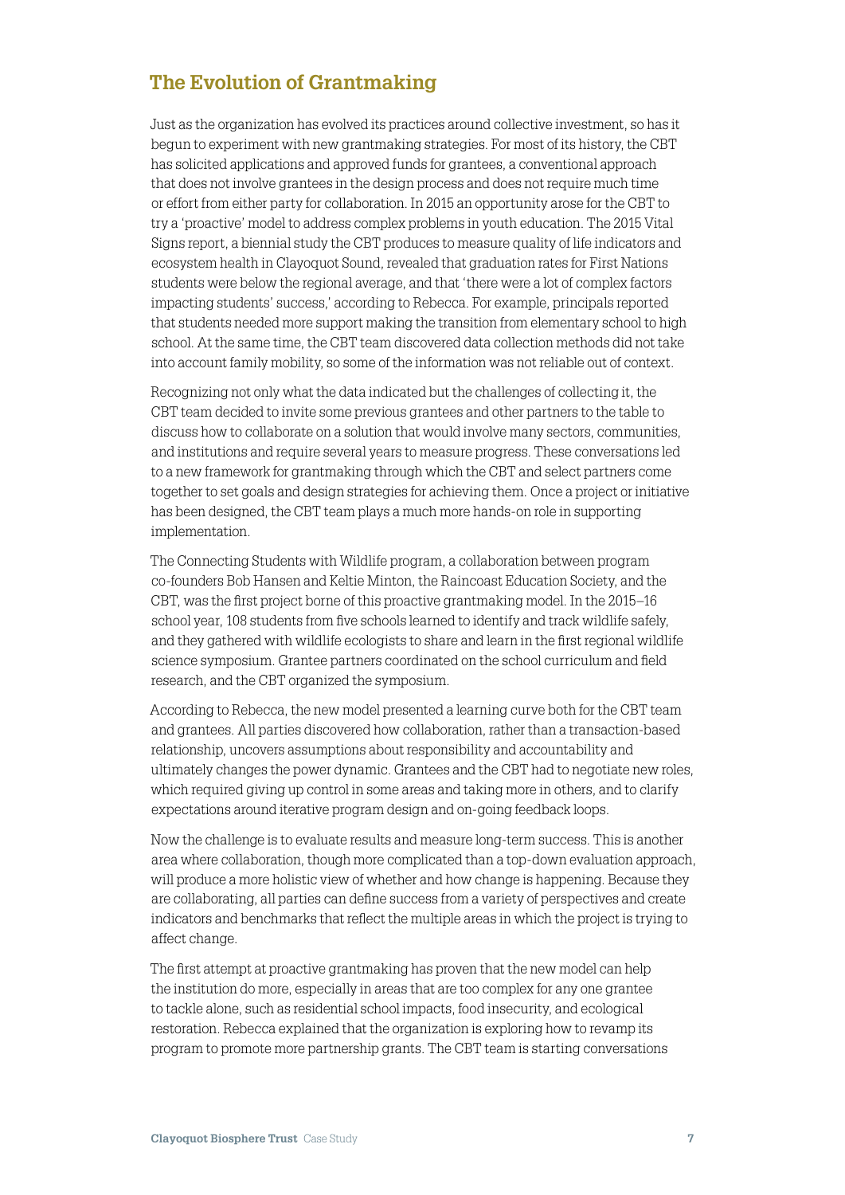## The Evolution of Grantmaking

Just as the organization has evolved its practices around collective investment, so has it begun to experiment with new grantmaking strategies. For most of its history, the CBT has solicited applications and approved funds for grantees, a conventional approach that does not involve grantees in the design process and does not require much time or effort from either party for collaboration. In 2015 an opportunity arose for the CBT to try a 'proactive' model to address complex problems in youth education. The 2015 Vital Signs report, a biennial study the CBT produces to measure quality of life indicators and ecosystem health in Clayoquot Sound, revealed that graduation rates for First Nations students were below the regional average, and that 'there were a lot of complex factors impacting students' success,' according to Rebecca. For example, principals reported that students needed more support making the transition from elementary school to high school. At the same time, the CBT team discovered data collection methods did not take into account family mobility, so some of the information was not reliable out of context.

Recognizing not only what the data indicated but the challenges of collecting it, the CBT team decided to invite some previous grantees and other partners to the table to discuss how to collaborate on a solution that would involve many sectors, communities, and institutions and require several years to measure progress. These conversations led to a new framework for grantmaking through which the CBT and select partners come together to set goals and design strategies for achieving them. Once a project or initiative has been designed, the CBT team plays a much more hands-on role in supporting implementation.

The Connecting Students with Wildlife program, a collaboration between program co-founders Bob Hansen and Keltie Minton, the Raincoast Education Society, and the CBT, was the first project borne of this proactive grantmaking model. In the 2015–16 school year, 108 students from five schools learned to identify and track wildlife safely, and they gathered with wildlife ecologists to share and learn in the first regional wildlife science symposium. Grantee partners coordinated on the school curriculum and field research, and the CBT organized the symposium.

According to Rebecca, the new model presented a learning curve both for the CBT team and grantees. All parties discovered how collaboration, rather than a transaction-based relationship, uncovers assumptions about responsibility and accountability and ultimately changes the power dynamic. Grantees and the CBT had to negotiate new roles, which required giving up control in some areas and taking more in others, and to clarify expectations around iterative program design and on-going feedback loops.

Now the challenge is to evaluate results and measure long-term success. This is another area where collaboration, though more complicated than a top-down evaluation approach, will produce a more holistic view of whether and how change is happening. Because they are collaborating, all parties can define success from a variety of perspectives and create indicators and benchmarks that reflect the multiple areas in which the project is trying to affect change.

The first attempt at proactive grantmaking has proven that the new model can help the institution do more, especially in areas that are too complex for any one grantee to tackle alone, such as residential school impacts, food insecurity, and ecological restoration. Rebecca explained that the organization is exploring how to revamp its program to promote more partnership grants. The CBT team is starting conversations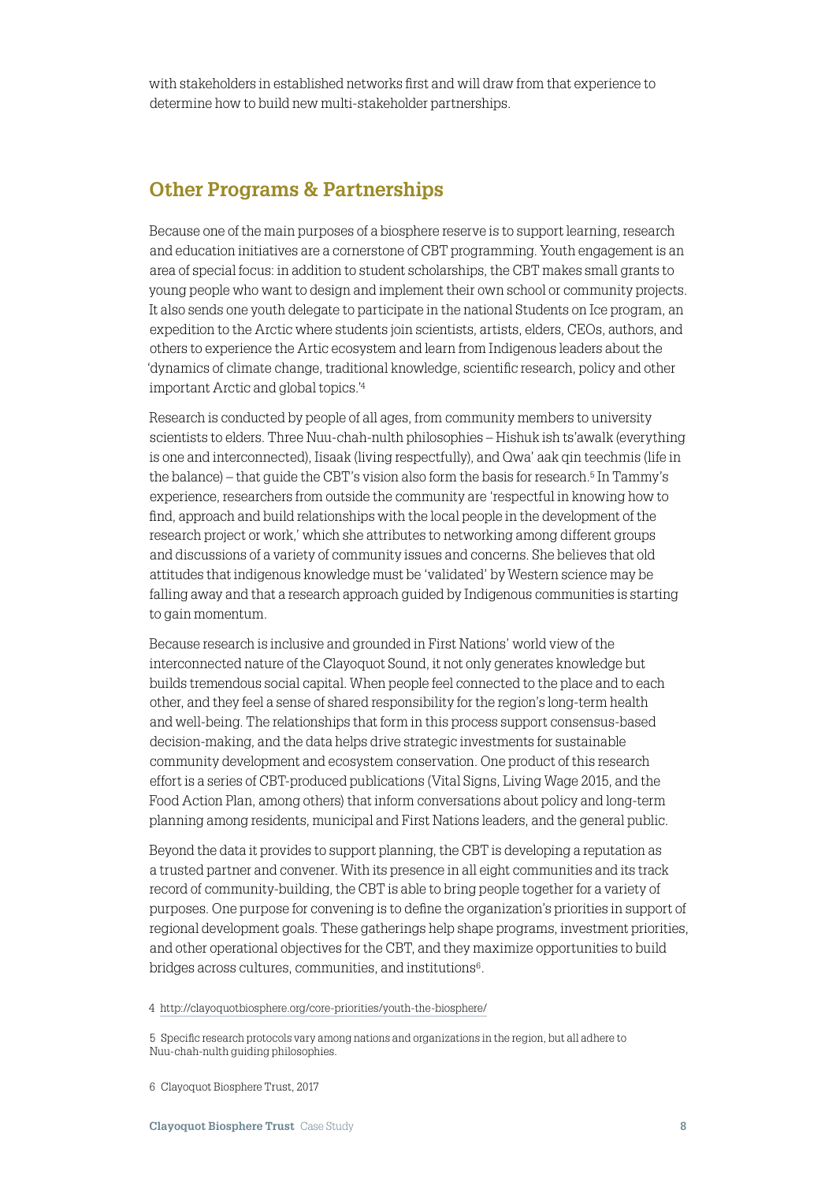with stakeholders in established networks first and will draw from that experience to determine how to build new multi-stakeholder partnerships.

## Other Programs & Partnerships

Because one of the main purposes of a biosphere reserve is to support learning, research and education initiatives are a cornerstone of CBT programming. Youth engagement is an area of special focus: in addition to student scholarships, the CBT makes small grants to young people who want to design and implement their own school or community projects. It also sends one youth delegate to participate in the national Students on Ice program, an expedition to the Arctic where students join scientists, artists, elders, CEOs, authors, and others to experience the Artic ecosystem and learn from Indigenous leaders about the 'dynamics of climate change, traditional knowledge, scientific research, policy and other important Arctic and global topics.'[4]

Research is conducted by people of all ages, from community members to university scientists to elders. Three Nuu-chah-nulth philosophies – Hishuk ish ts'awalk (everything is one and interconnected), Iisaak (living respectfully), and Qwa' aak qin teechmis (life in the balance) – that guide the CBT's vision also form the basis for research.[5] In Tammy's experience, researchers from outside the community are 'respectful in knowing how to find, approach and build relationships with the local people in the development of the research project or work,' which she attributes to networking among different groups and discussions of a variety of community issues and concerns. She believes that old attitudes that indigenous knowledge must be 'validated' by Western science may be falling away and that a research approach guided by Indigenous communities is starting to gain momentum.

Because research is inclusive and grounded in First Nations' world view of the interconnected nature of the Clayoquot Sound, it not only generates knowledge but builds tremendous social capital. When people feel connected to the place and to each other, and they feel a sense of shared responsibility for the region's long-term health and well-being. The relationships that form in this process support consensus-based decision-making, and the data helps drive strategic investments for sustainable community development and ecosystem conservation. One product of this research effort is a series of CBT-produced publications (Vital Signs, Living Wage 2015, and the Food Action Plan, among others) that inform conversations about policy and long-term planning among residents, municipal and First Nations leaders, and the general public.

Beyond the data it provides to support planning, the CBT is developing a reputation as a trusted partner and convener. With its presence in all eight communities and its track record of community-building, the CBT is able to bring people together for a variety of purposes. One purpose for convening is to define the organization's priorities in support of regional development goals. These gatherings help shape programs, investment priorities, and other operational objectives for the CBT, and they maximize opportunities to build bridges across cultures, communities, and institutions[6].

4 http://clayoquotbiosphere.org/core-priorities/youth-the-biosphere/

5 Specific research protocols vary among nations and organizations in the region, but all adhere to Nuu-chah-nulth guiding philosophies.

6 Clayoquot Biosphere Trust, 2017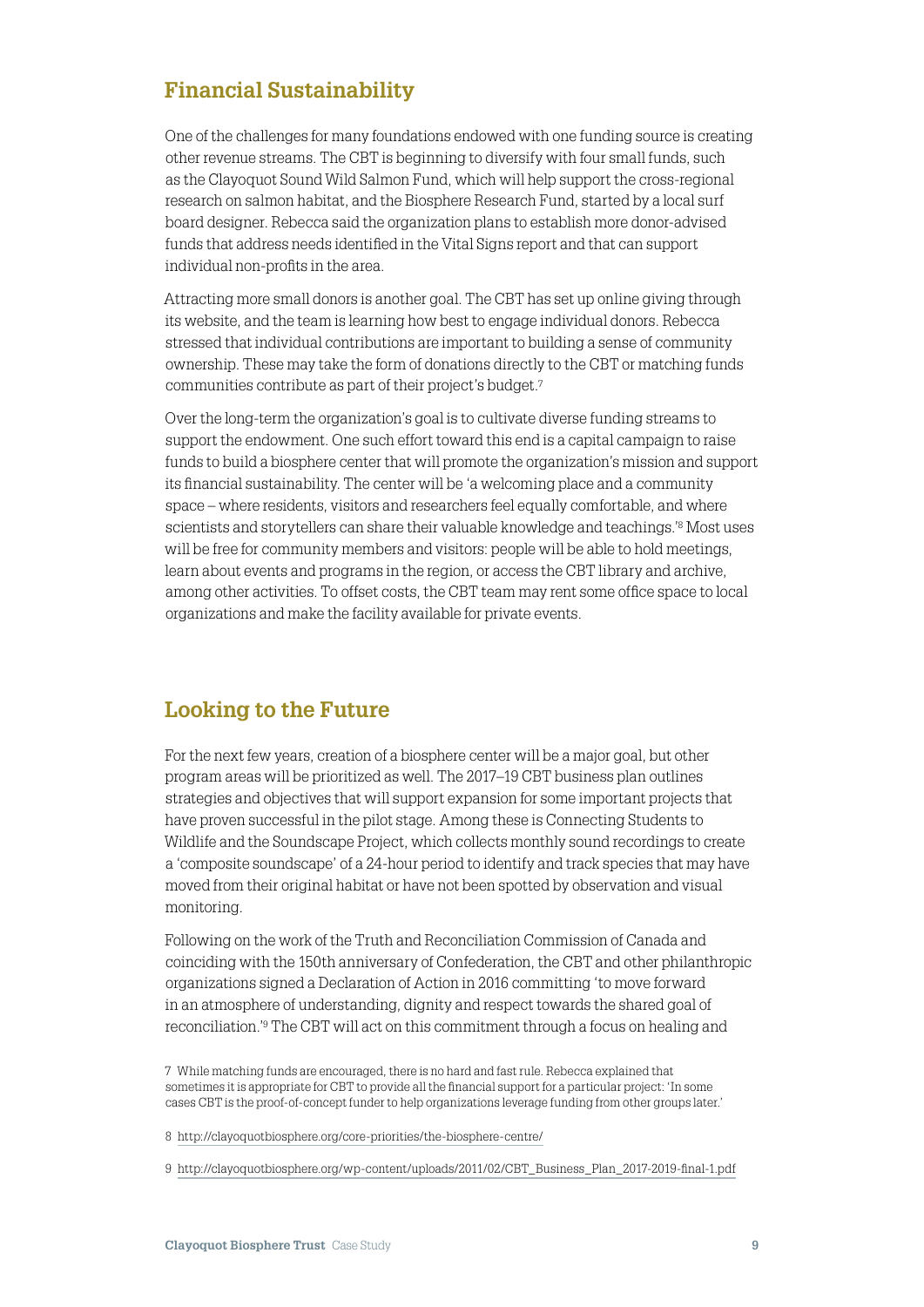## Financial Sustainability

One of the challenges for many foundations endowed with one funding source is creating other revenue streams. The CBT is beginning to diversify with four small funds, such as the Clayoquot Sound Wild Salmon Fund, which will help support the cross-regional research on salmon habitat, and the Biosphere Research Fund, started by a local surf board designer. Rebecca said the organization plans to establish more donor-advised funds that address needs identified in the Vital Signs report and that can support individual non-profits in the area.

Attracting more small donors is another goal. The CBT has set up online giving through its website, and the team is learning how best to engage individual donors. Rebecca stressed that individual contributions are important to building a sense of community ownership. These may take the form of donations directly to the CBT or matching funds communities contribute as part of their project's budget.[7]

Over the long-term the organization's goal is to cultivate diverse funding streams to support the endowment. One such effort toward this end is a capital campaign to raise funds to build a biosphere center that will promote the organization's mission and support its financial sustainability. The center will be 'a welcoming place and a community space – where residents, visitors and researchers feel equally comfortable, and where scientists and storytellers can share their valuable knowledge and teachings.'[8] Most uses will be free for community members and visitors: people will be able to hold meetings, learn about events and programs in the region, or access the CBT library and archive, among other activities. To offset costs, the CBT team may rent some office space to local organizations and make the facility available for private events.

## Looking to the Future

For the next few years, creation of a biosphere center will be a major goal, but other program areas will be prioritized as well. The 2017–19 CBT business plan outlines strategies and objectives that will support expansion for some important projects that have proven successful in the pilot stage. Among these is Connecting Students to Wildlife and the Soundscape Project, which collects monthly sound recordings to create a 'composite soundscape' of a 24-hour period to identify and track species that may have moved from their original habitat or have not been spotted by observation and visual monitoring.

Following on the work of the Truth and Reconciliation Commission of Canada and coinciding with the 150th anniversary of Confederation, the CBT and other philanthropic organizations signed a Declaration of Action in 2016 committing 'to move forward in an atmosphere of understanding, dignity and respect towards the shared goal of reconciliation.'[9] The CBT will act on this commitment through a focus on healing and

7 While matching funds are encouraged, there is no hard and fast rule. Rebecca explained that sometimes it is appropriate for CBT to provide all the financial support for a particular project: 'In some cases CBT is the proof-of-concept funder to help organizations leverage funding from other groups later.'

8 http://clayoquotbiosphere.org/core-priorities/the-biosphere-centre/

9 http://clayoquotbiosphere.org/wp-content/uploads/2011/02/CBT_Business_Plan_2017-2019-final-1.pdf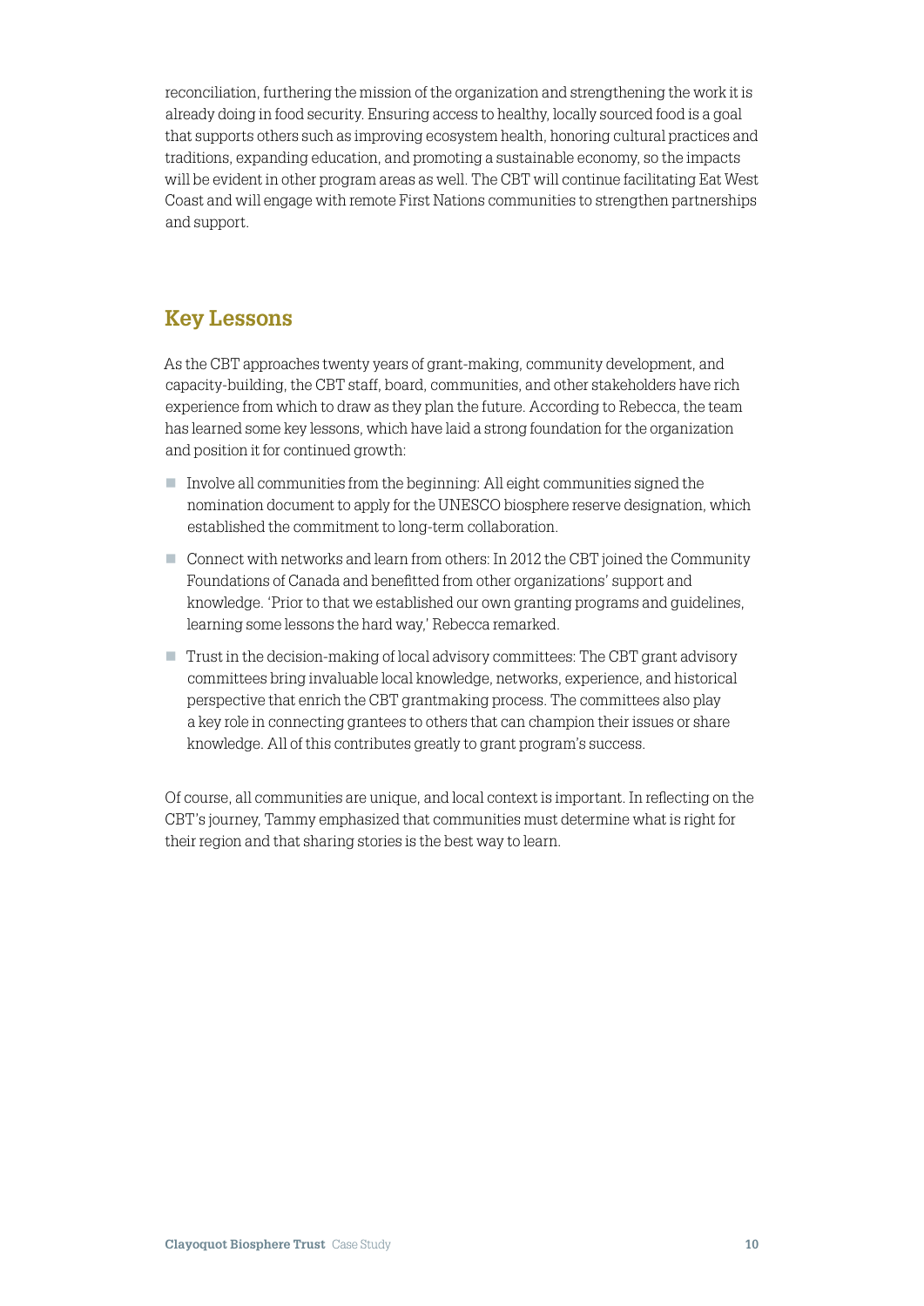reconciliation, furthering the mission of the organization and strengthening the work it is already doing in food security. Ensuring access to healthy, locally sourced food is a goal that supports others such as improving ecosystem health, honoring cultural practices and traditions, expanding education, and promoting a sustainable economy, so the impacts will be evident in other program areas as well. The CBT will continue facilitating Eat West Coast and will engage with remote First Nations communities to strengthen partnerships and support.

## Key Lessons

As the CBT approaches twenty years of grant-making, community development, and capacity-building, the CBT staff, board, communities, and other stakeholders have rich experience from which to draw as they plan the future. According to Rebecca, the team has learned some key lessons, which have laid a strong foundation for the organization and position it for continued growth:

- Involve all communities from the beginning: All eight communities signed the nomination document to apply for the UNESCO biosphere reserve designation, which established the commitment to long-term collaboration.
- Connect with networks and learn from others: In 2012 the CBT joined the Community Foundations of Canada and benefitted from other organizations' support and knowledge. 'Prior to that we established our own granting programs and guidelines, learning some lessons the hard way,' Rebecca remarked.
- Trust in the decision-making of local advisory committees: The CBT grant advisory committees bring invaluable local knowledge, networks, experience, and historical perspective that enrich the CBT grantmaking process. The committees also play a key role in connecting grantees to others that can champion their issues or share knowledge. All of this contributes greatly to grant program's success.

Of course, all communities are unique, and local context is important. In reflecting on the CBT's journey, Tammy emphasized that communities must determine what is right for their region and that sharing stories is the best way to learn.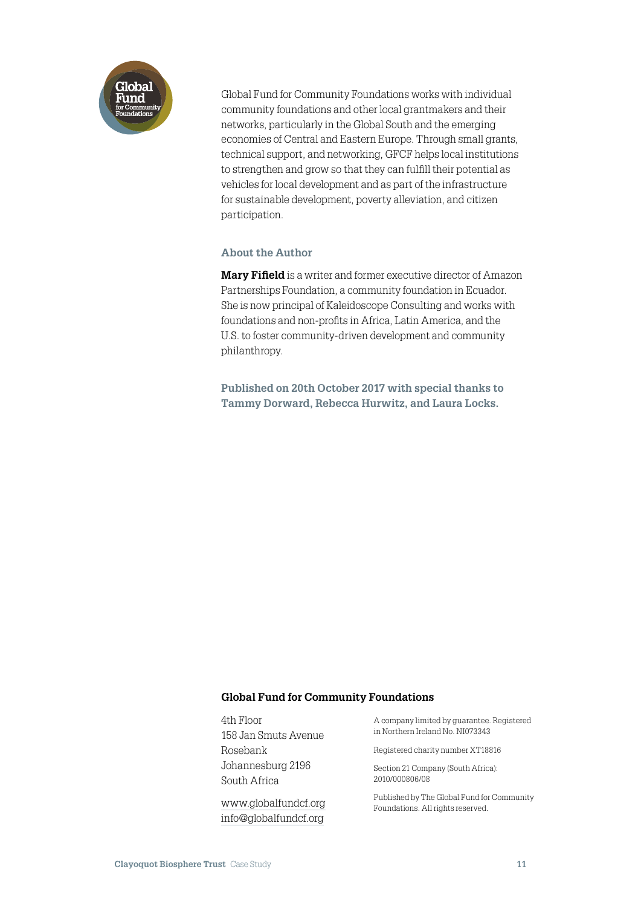Global Fund for Community Foundations works with individual community foundations and other local grantmakers and their networks, particularly in the Global South and the emerging economies of Central and Eastern Europe. Through small grants, technical support, and networking, GFCF helps local institutions to strengthen and grow so that they can fulfill their potential as vehicles for local development and as part of the infrastructure for sustainable development, poverty alleviation, and citizen participation.

### About the Author

**Mary Fifield** is a writer and former executive director of Amazon Partnerships Foundation, a community foundation in Ecuador. She is now principal of Kaleidoscope Consulting and works with foundations and non-profits in Africa, Latin America, and the U.S. to foster community-driven development and community philanthropy.

**Published on 20th October 2017 with special thanks to Tammy Dorward, Rebecca Hurwitz, and Laura Locks.**

**Global Fund for Community Foundations**

4th Floor
158 Jan Smuts Avenue
Rosebank
Johannesburg 2196
South Africa

www.globalfundcf.org
info@globalfundcf.org

A company limited by guarantee. Registered in Northern Ireland No. NI073343

Registered charity number XT18816

Section 21 Company (South Africa): 2010/000806/08

Published by The Global Fund for Community Foundations. All rights reserved.